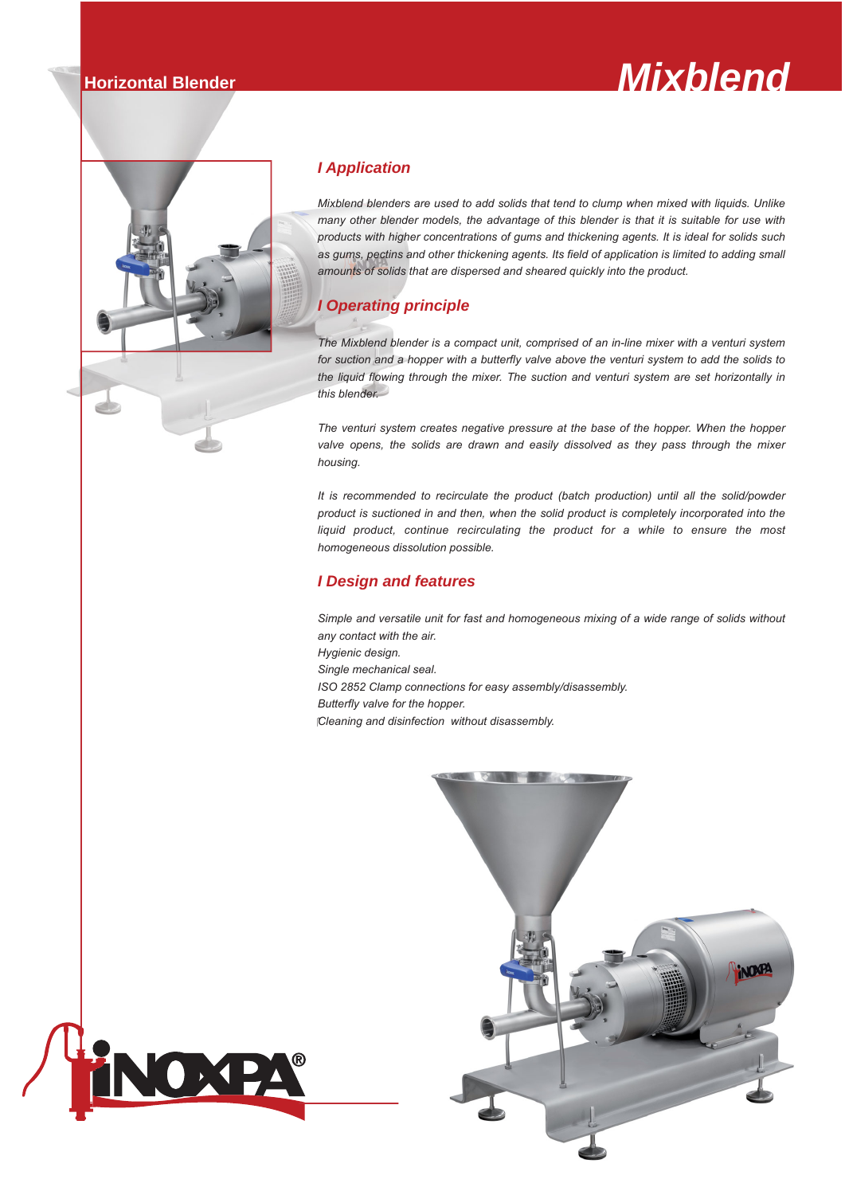Horizontal Blender

# Mixblend

## I Application

*Mixblend blenders are used to add solids that tend to clump when mixed with liquids. Unlike many other blender models, the advantage of this blender is that it is suitable for use with products with higher concentrations of gums and thickening agents. It is ideal for solids such as gums, pectins and other thickening agents. Its field of application is limited to adding small amounts of solids that are dispersed and sheared quickly into the product.*

## I Operating principle

*The Mixblend blender is a compact unit, comprised of an in-line mixer with a venturi system for suction and a hopper with a butterfly valve above the venturi system to add the solids to the liquid flowing through the mixer. The suction and venturi system are set horizontally in this blender.*

*The venturi system creates negative pressure at the base of the hopper. When the hopper valve opens, the solids are drawn and easily dissolved as they pass through the mixer housing.*

*It is recommended to recirculate the product (batch production) until all the solid/powder product is suctioned in and then, when the solid product is completely incorporated into the liquid product, continue recirculating the product for a while to ensure the most homogeneous dissolution possible.*

## I Design and features

*Simple and versatile unit for fast and homogeneous mixing of a wide range of solids without any contact with the air.*
*Hygienic design.*
*Single mechanical seal.*
*ISO 2852 Clamp connections for easy assembly/disassembly.*
*Butterfly valve for the hopper.*
*Cleaning and disinfection without disassembly.*

INOXPA®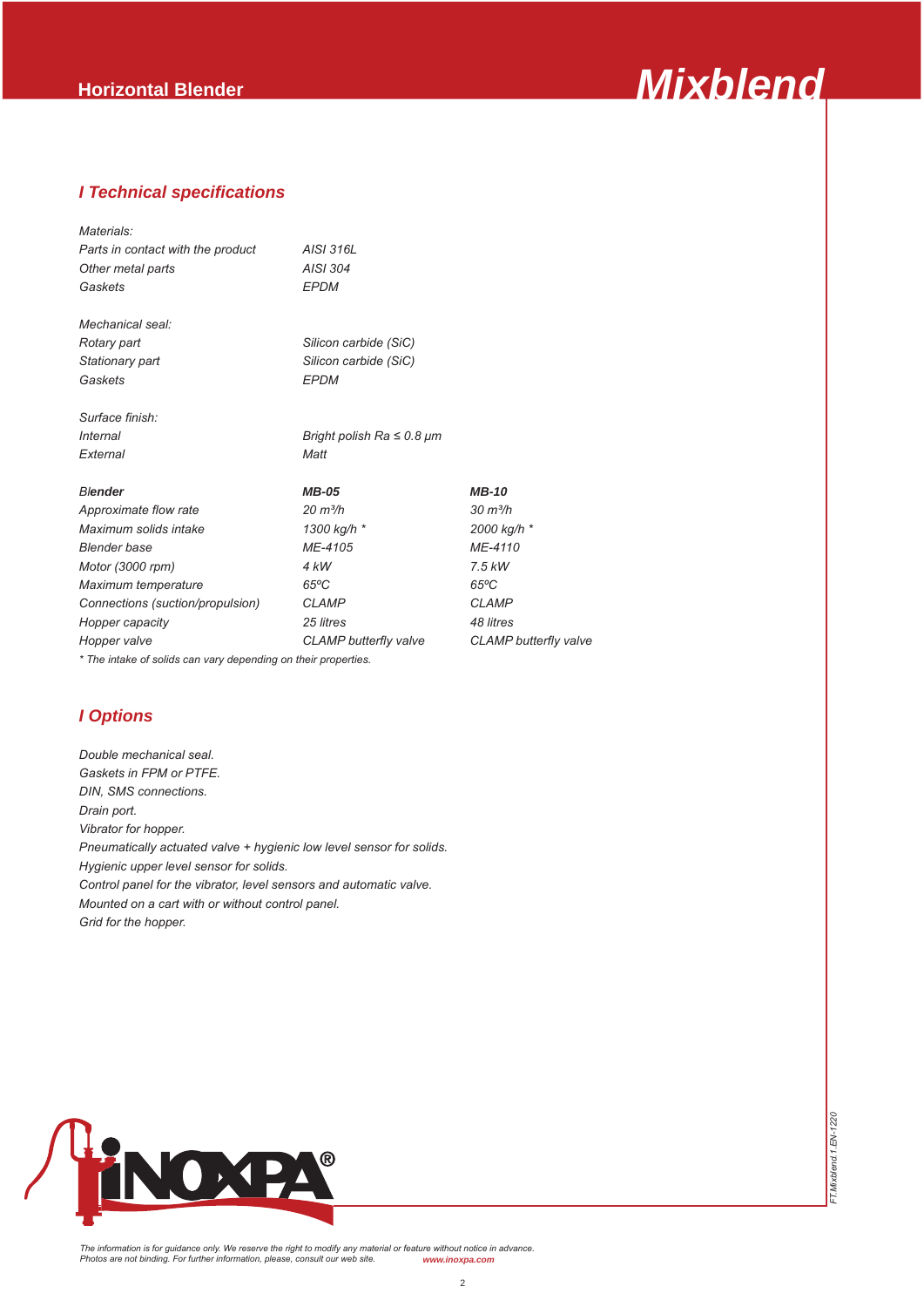## I Technical specifications

| | | |
|---|---|---|
| *Materials:* | | |
| *Parts in contact with the product* | *AISI 316L* | |
| *Other metal parts* | *AISI 304* | |
| *Gaskets* | *EPDM* | |
| | | |
| *Mechanical seal:* | | |
| *Rotary part* | *Silicon carbide (SiC)* | |
| *Stationary part* | *Silicon carbide (SiC)* | |
| *Gaskets* | *EPDM* | |
| | | |
| *Surface finish:* | | |
| *Internal* | *Bright polish Ra ≤ 0.8 μm* | |
| *External* | *Matt* | |
| | | |
| ***Blender*** | ***MB-05*** | ***MB-10*** |
| *Approximate flow rate* | *20 m³/h* | *30 m³/h* |
| *Maximum solids intake* | *1300 kg/h* * | *2000 kg/h* * |
| *Blender base* | *ME-4105* | *ME-4110* |
| *Motor (3000 rpm)* | *4 kW* | *7.5 kW* |
| *Maximum temperature* | *65ºC* | *65ºC* |
| *Connections (suction/propulsion)* | *CLAMP* | *CLAMP* |
| *Hopper capacity* | *25 litres* | *48 litres* |
| *Hopper valve* | *CLAMP butterfly valve* | *CLAMP butterfly valve* |

*\* The intake of solids can vary depending on their properties.*

## I Options

*Double mechanical seal.*
*Gaskets in FPM or PTFE.*
*DIN, SMS connections.*
*Drain port.*
*Vibrator for hopper.*
*Pneumatically actuated valve + hygienic low level sensor for solids.*
*Hygienic upper level sensor for solids.*
*Control panel for the vibrator, level sensors and automatic valve.*
*Mounted on a cart with or without control panel.*
*Grid for the hopper.*

*The information is for guidance only. We reserve the right to modify any material or feature without notice in advance.*
*Photos are not binding. For further information, please, consult our web site.* **www.inoxpa.com**

FT.Mixblend.1.EN-1220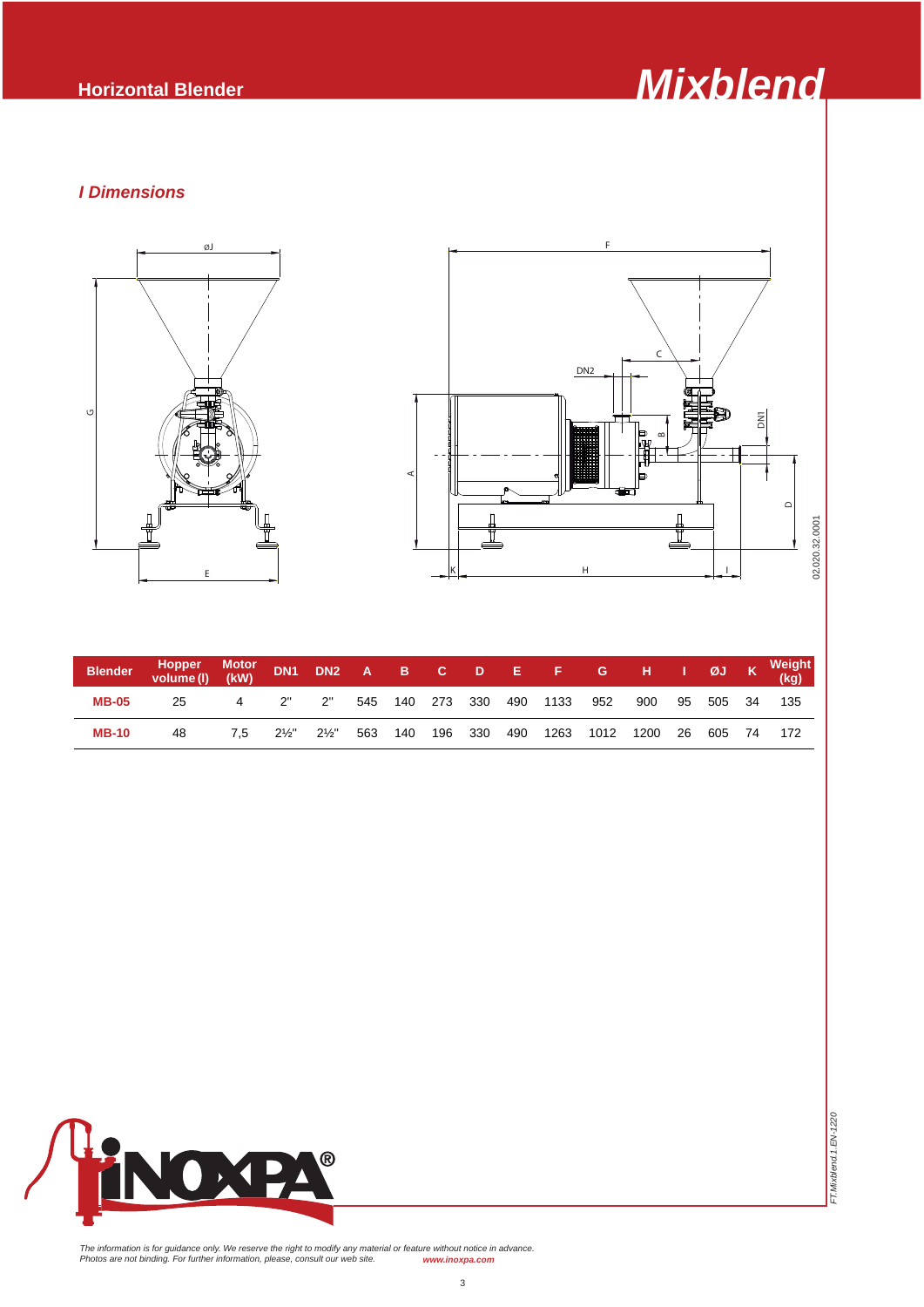## I Dimensions

| Blender | Hopper volume (l) | Motor (kW) | DN1 | DN2 | A | B | C | D | E | F | G | H | I | ØJ | K | Weight (kg) |
|---|---|---|---|---|---|---|---|---|---|---|---|---|---|---|---|---|
| **MB-05** | 25 | 4 | 2" | 2" | 545 | 140 | 273 | 330 | 490 | 1133 | 952 | 900 | 95 | 505 | 34 | 135 |
| **MB-10** | 48 | 7,5 | 2½" | 2½" | 563 | 140 | 196 | 330 | 490 | 1263 | 1012 | 1200 | 26 | 605 | 74 | 172 |

*The information is for guidance only. We reserve the right to modify any material or feature without notice in advance. Photos are not binding. For further information, please, consult our web site.* ***www.inoxpa.com***